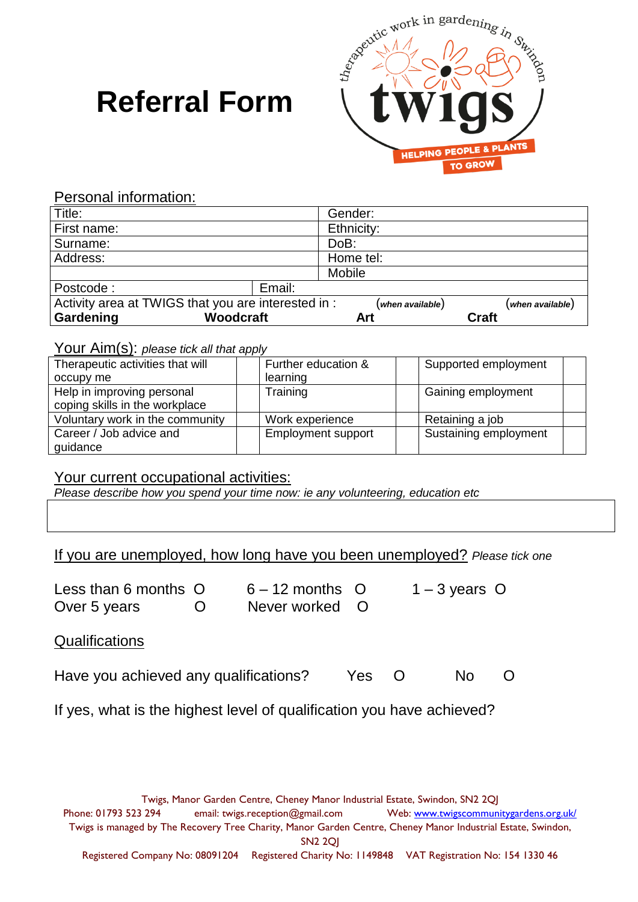# Referral Form

therapeutic work in gardening in Swindon

**twigs**

HELPING PEOPLE & PLANTS TO GROW

## Personal information:

| Title: | | Gender: |
|---|---|---|
| First name: | | Ethnicity: |
| Surname: | | DoB: |
| Address: | | Home tel: |
| | | Mobile |
| Postcode : | Email: | |

Activity area at TWIGS that you are interested in :

**Gardening** **Woodcraft** **Art** (*when available*) **Craft** (*when available*)

## Your Aim(s): *please tick all that apply*

| | | | | | |
|---|---|---|---|---|---|
| Therapeutic activities that will occupy me | | Further education & learning | | Supported employment | |
| Help in improving personal coping skills in the workplace | | Training | | Gaining employment | |
| Voluntary work in the community | | Work experience | | Retaining a job | |
| Career / Job advice and guidance | | Employment support | | Sustaining employment | |

## Your current occupational activities:

*Please describe how you spend your time now: ie any volunteering, education etc*

| |
|---|
| |

## If you are unemployed, how long have you been unemployed? *Please tick one*

Less than 6 months O    6 – 12 months O    1 – 3 years O
Over 5 years O    Never worked O

## Qualifications

Have you achieved any qualifications?    Yes O    No O

If yes, what is the highest level of qualification you have achieved?

Twigs, Manor Garden Centre, Cheney Manor Industrial Estate, Swindon, SN2 2QJ
Phone: 01793 523 294    email: twigs.reception@gmail.com    Web: www.twigscommunitygardens.org.uk/
Twigs is managed by The Recovery Tree Charity, Manor Garden Centre, Cheney Manor Industrial Estate, Swindon, SN2 2QJ
Registered Company No: 08091204    Registered Charity No: 1149848    VAT Registration No: 154 1330 46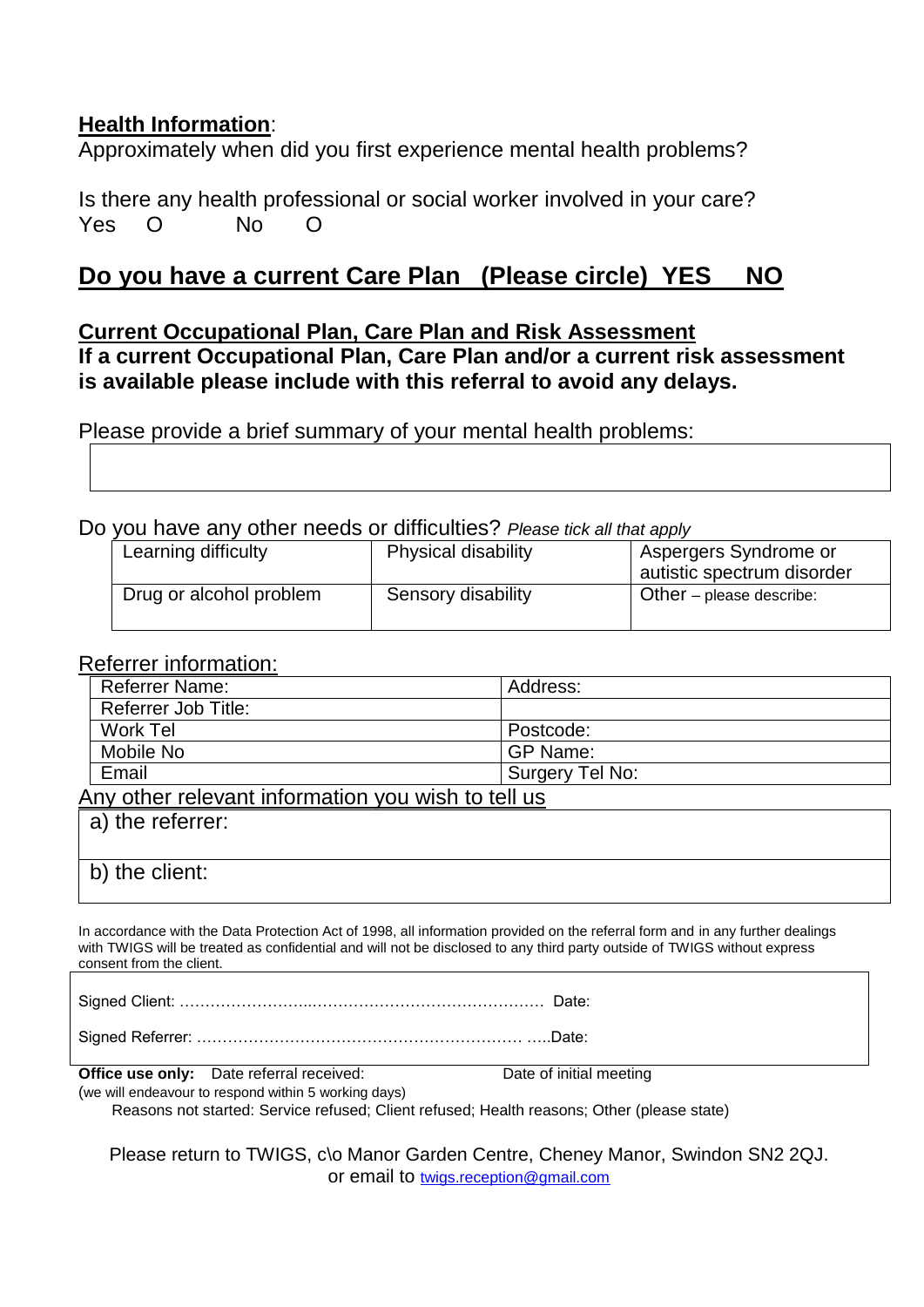**Health Information**:

Approximately when did you first experience mental health problems?

Is there any health professional or social worker involved in your care?

Yes O No O

## Do you have a current Care Plan (Please circle) YES NO

**Current Occupational Plan, Care Plan and Risk Assessment**

**If a current Occupational Plan, Care Plan and/or a current risk assessment is available please include with this referral to avoid any delays.**

Please provide a brief summary of your mental health problems:

| |
|---|
| |

Do you have any other needs or difficulties? *Please tick all that apply*

| | | |
|---|---|---|
| Learning difficulty | Physical disability | Aspergers Syndrome or autistic spectrum disorder |
| Drug or alcohol problem | Sensory disability | Other – please describe: |

Referrer information:

| | |
|---|---|
| Referrer Name: | Address: |
| Referrer Job Title: | |
| Work Tel | Postcode: |
| Mobile No | GP Name: |
| Email | Surgery Tel No: |

Any other relevant information you wish to tell us

| |
|---|
| a) the referrer: |
| b) the client: |

In accordance with the Data Protection Act of 1998, all information provided on the referral form and in any further dealings with TWIGS will be treated as confidential and will not be disclosed to any third party outside of TWIGS without express consent from the client.

Signed Client: …………………..……………………………………… Date:

Signed Referrer: ……………………………………………………… …..Date:

**Office use only:** Date referral received: Date of initial meeting

(we will endeavour to respond within 5 working days)

Reasons not started: Service refused; Client refused; Health reasons; Other (please state)

Please return to TWIGS, c\o Manor Garden Centre, Cheney Manor, Swindon SN2 2QJ.
or email to twigs.reception@gmail.com